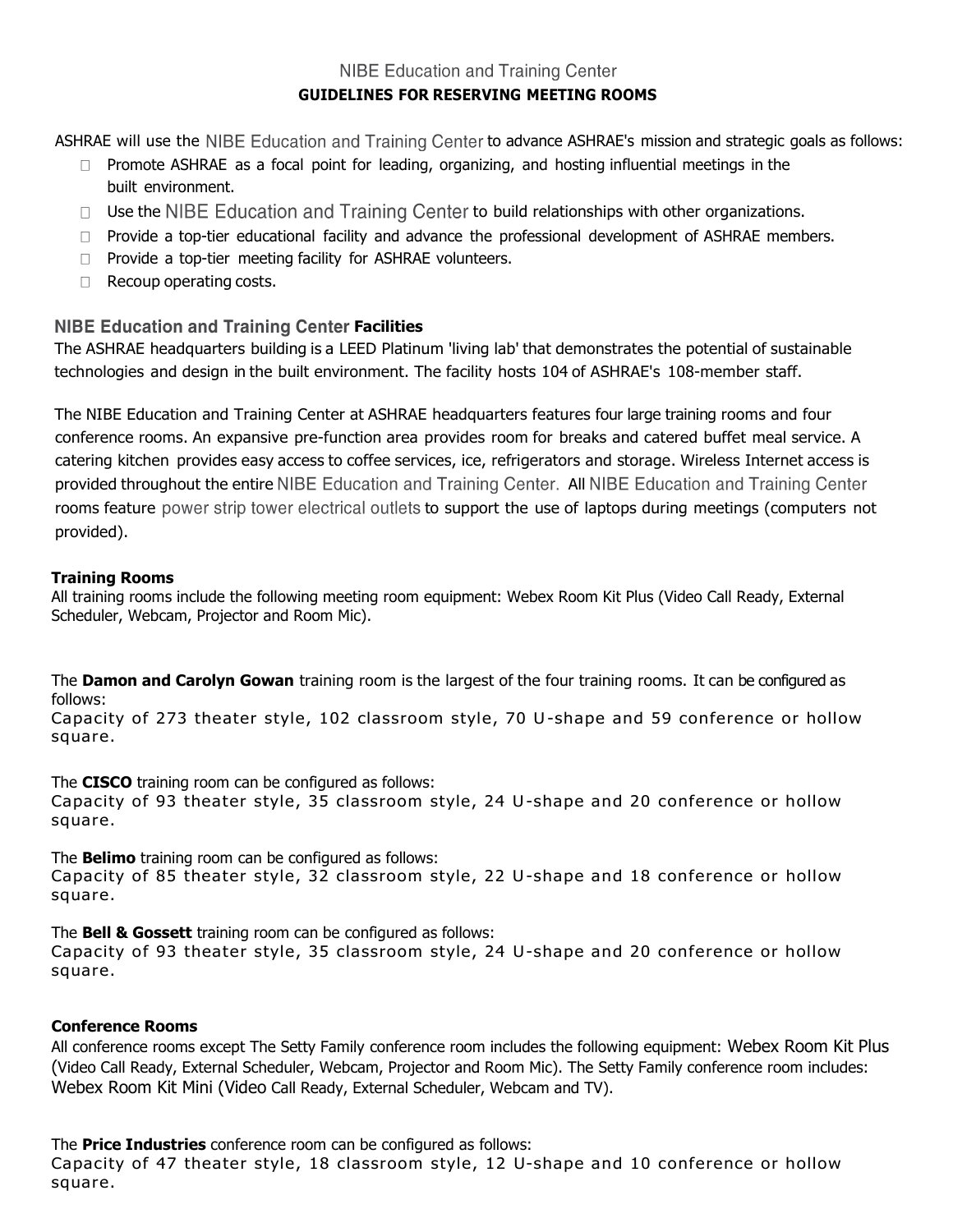NIBE Education and Training Center

**GUIDELINES FOR RESERVING MEETING ROOMS**

ASHRAE will use the NIBE Education and Training Center to advance ASHRAE's mission and strategic goals as follows:

- Promote ASHRAE as a focal point for leading, organizing, and hosting influential meetings in the built environment.
- Use the NIBE Education and Training Center to build relationships with other organizations.
- Provide a top-tier educational facility and advance the professional development of ASHRAE members.
- Provide a top-tier meeting facility for ASHRAE volunteers.
- Recoup operating costs.

## NIBE Education and Training Center Facilities

The ASHRAE headquarters building is a LEED Platinum 'living lab' that demonstrates the potential of sustainable technologies and design in the built environment. The facility hosts 104 of ASHRAE's 108-member staff.

The NIBE Education and Training Center at ASHRAE headquarters features four large training rooms and four conference rooms. An expansive pre-function area provides room for breaks and catered buffet meal service. A catering kitchen provides easy access to coffee services, ice, refrigerators and storage. Wireless Internet access is provided throughout the entire NIBE Education and Training Center. All NIBE Education and Training Center rooms feature power strip tower electrical outlets to support the use of laptops during meetings (computers not provided).

### Training Rooms

All training rooms include the following meeting room equipment: Webex Room Kit Plus (Video Call Ready, External Scheduler, Webcam, Projector and Room Mic).

The **Damon and Carolyn Gowan** training room is the largest of the four training rooms. It can be configured as follows:
Capacity of 273 theater style, 102 classroom style, 70 U-shape and 59 conference or hollow square.

The **CISCO** training room can be configured as follows:
Capacity of 93 theater style, 35 classroom style, 24 U-shape and 20 conference or hollow square.

The **Belimo** training room can be configured as follows:
Capacity of 85 theater style, 32 classroom style, 22 U-shape and 18 conference or hollow square.

The **Bell & Gossett** training room can be configured as follows:
Capacity of 93 theater style, 35 classroom style, 24 U-shape and 20 conference or hollow square.

### Conference Rooms

All conference rooms except The Setty Family conference room includes the following equipment: Webex Room Kit Plus (Video Call Ready, External Scheduler, Webcam, Projector and Room Mic). The Setty Family conference room includes: Webex Room Kit Mini (Video Call Ready, External Scheduler, Webcam and TV).

The **Price Industries** conference room can be configured as follows:
Capacity of 47 theater style, 18 classroom style, 12 U-shape and 10 conference or hollow square.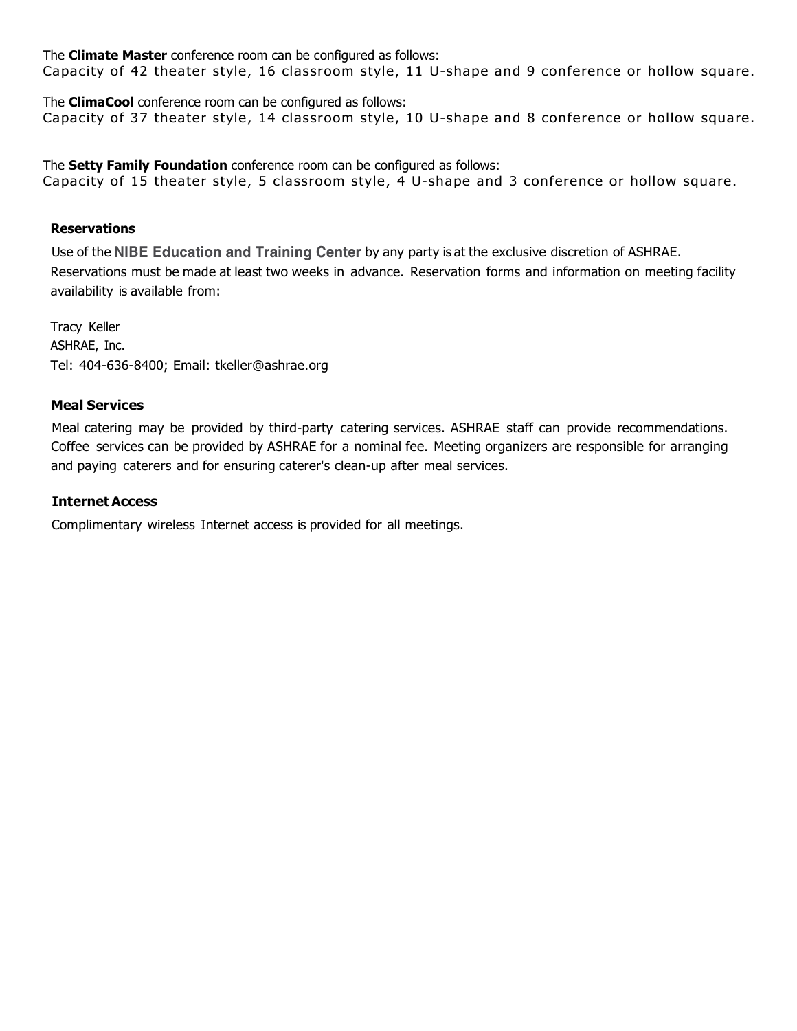The **Climate Master** conference room can be configured as follows:
Capacity of 42 theater style, 16 classroom style, 11 U-shape and 9 conference or hollow square.

The **ClimaCool** conference room can be configured as follows:
Capacity of 37 theater style, 14 classroom style, 10 U-shape and 8 conference or hollow square.

The **Setty Family Foundation** conference room can be configured as follows:
Capacity of 15 theater style, 5 classroom style, 4 U-shape and 3 conference or hollow square.

**Reservations**

Use of the **NIBE Education and Training Center** by any party is at the exclusive discretion of ASHRAE. Reservations must be made at least two weeks in advance. Reservation forms and information on meeting facility availability is available from:

Tracy Keller
ASHRAE, Inc.
Tel: 404-636-8400; Email: tkeller@ashrae.org

**Meal Services**

Meal catering may be provided by third-party catering services. ASHRAE staff can provide recommendations. Coffee services can be provided by ASHRAE for a nominal fee. Meeting organizers are responsible for arranging and paying caterers and for ensuring caterer's clean-up after meal services.

**Internet Access**

Complimentary wireless Internet access is provided for all meetings.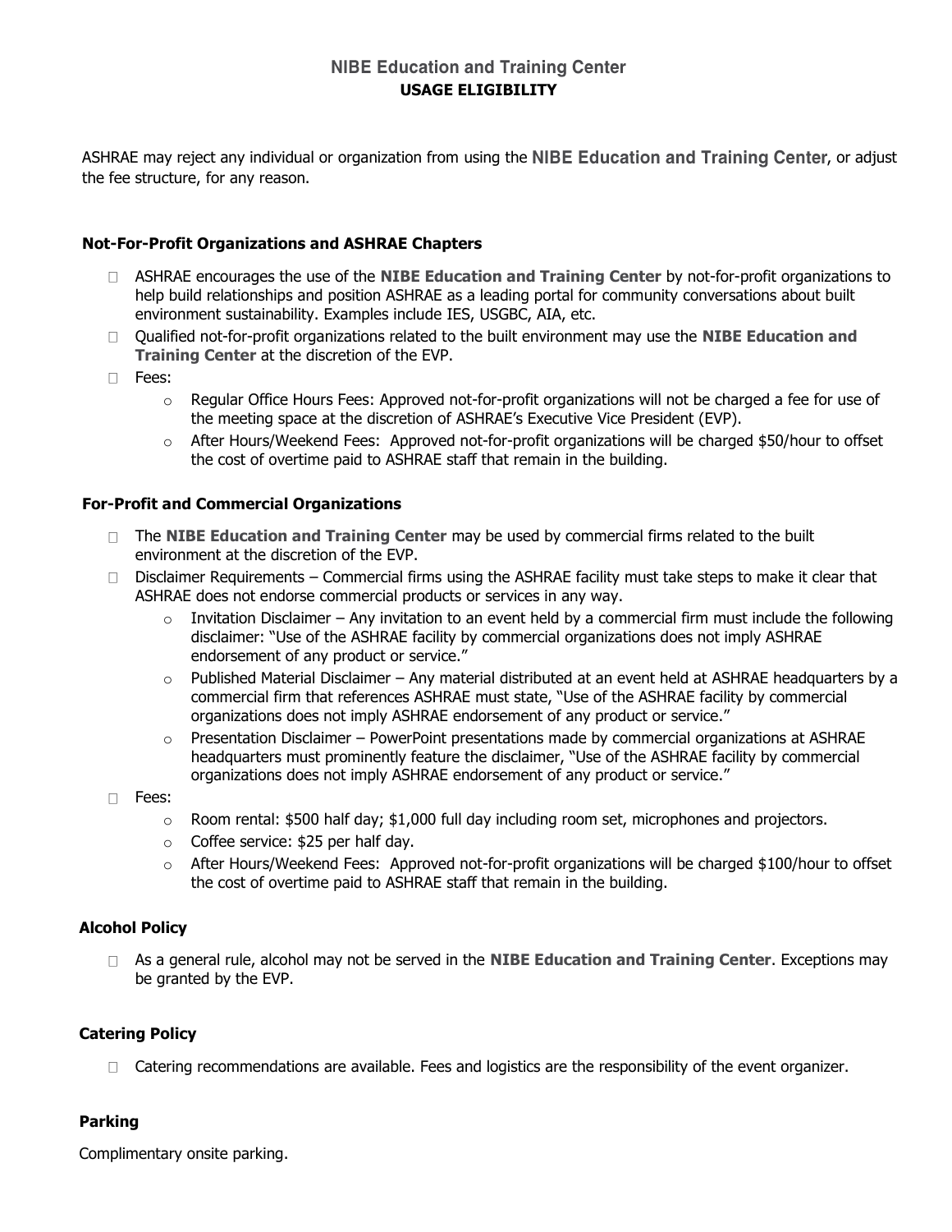# NIBE Education and Training Center

## USAGE ELIGIBILITY

ASHRAE may reject any individual or organization from using the **NIBE Education and Training Center**, or adjust the fee structure, for any reason.

### Not-For-Profit Organizations and ASHRAE Chapters

- ASHRAE encourages the use of the **NIBE Education and Training Center** by not-for-profit organizations to help build relationships and position ASHRAE as a leading portal for community conversations about built environment sustainability. Examples include IES, USGBC, AIA, etc.
- Qualified not-for-profit organizations related to the built environment may use the **NIBE Education and Training Center** at the discretion of the EVP.
- Fees:
  - Regular Office Hours Fees: Approved not-for-profit organizations will not be charged a fee for use of the meeting space at the discretion of ASHRAE's Executive Vice President (EVP).
  - After Hours/Weekend Fees: Approved not-for-profit organizations will be charged $50/hour to offset the cost of overtime paid to ASHRAE staff that remain in the building.

### For-Profit and Commercial Organizations

- The **NIBE Education and Training Center** may be used by commercial firms related to the built environment at the discretion of the EVP.
- Disclaimer Requirements – Commercial firms using the ASHRAE facility must take steps to make it clear that ASHRAE does not endorse commercial products or services in any way.
  - Invitation Disclaimer – Any invitation to an event held by a commercial firm must include the following disclaimer: "Use of the ASHRAE facility by commercial organizations does not imply ASHRAE endorsement of any product or service."
  - Published Material Disclaimer – Any material distributed at an event held at ASHRAE headquarters by a commercial firm that references ASHRAE must state, "Use of the ASHRAE facility by commercial organizations does not imply ASHRAE endorsement of any product or service."
  - Presentation Disclaimer – PowerPoint presentations made by commercial organizations at ASHRAE headquarters must prominently feature the disclaimer, "Use of the ASHRAE facility by commercial organizations does not imply ASHRAE endorsement of any product or service."
- Fees:
  - Room rental: $500 half day; $1,000 full day including room set, microphones and projectors.
  - Coffee service: $25 per half day.
  - After Hours/Weekend Fees: Approved not-for-profit organizations will be charged $100/hour to offset the cost of overtime paid to ASHRAE staff that remain in the building.

### Alcohol Policy

- As a general rule, alcohol may not be served in the **NIBE Education and Training Center**. Exceptions may be granted by the EVP.

### Catering Policy

- Catering recommendations are available. Fees and logistics are the responsibility of the event organizer.

### Parking

Complimentary onsite parking.